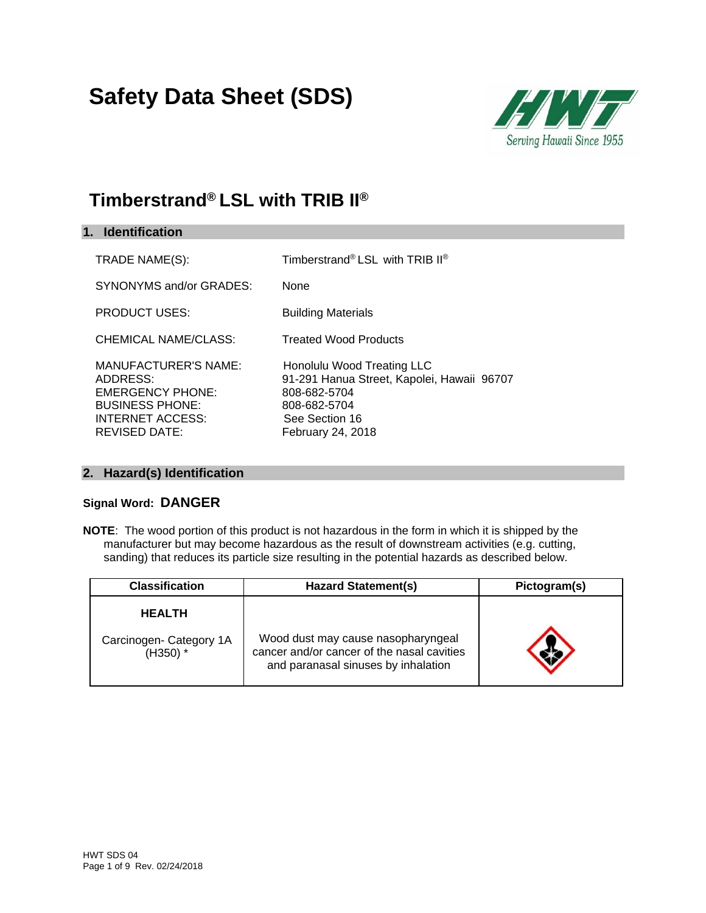# Safety Data Sheet (SDS)

## Timberstrand® LSL with TRIB II®

### 1. Identification

| | |
|---|---|
| TRADE NAME(S): | Timberstrand® LSL with TRIB II® |
| SYNONYMS and/or GRADES: | None |
| PRODUCT USES: | Building Materials |
| CHEMICAL NAME/CLASS: | Treated Wood Products |
| MANUFACTURER'S NAME: | Honolulu Wood Treating LLC |
| ADDRESS: | 91-291 Hanua Street, Kapolei, Hawaii 96707 |
| EMERGENCY PHONE: | 808-682-5704 |
| BUSINESS PHONE: | 808-682-5704 |
| INTERNET ACCESS: | See Section 16 |
| REVISED DATE: | February 24, 2018 |

### 2. Hazard(s) Identification

**Signal Word: DANGER**

**NOTE**: The wood portion of this product is not hazardous in the form in which it is shipped by the manufacturer but may become hazardous as the result of downstream activities (e.g. cutting, sanding) that reduces its particle size resulting in the potential hazards as described below.

| Classification | Hazard Statement(s) | Pictogram(s) |
|---|---|---|
| **HEALTH**<br>Carcinogen- Category 1A (H350) * | Wood dust may cause nasopharyngeal cancer and/or cancer of the nasal cavities and paranasal sinuses by inhalation | |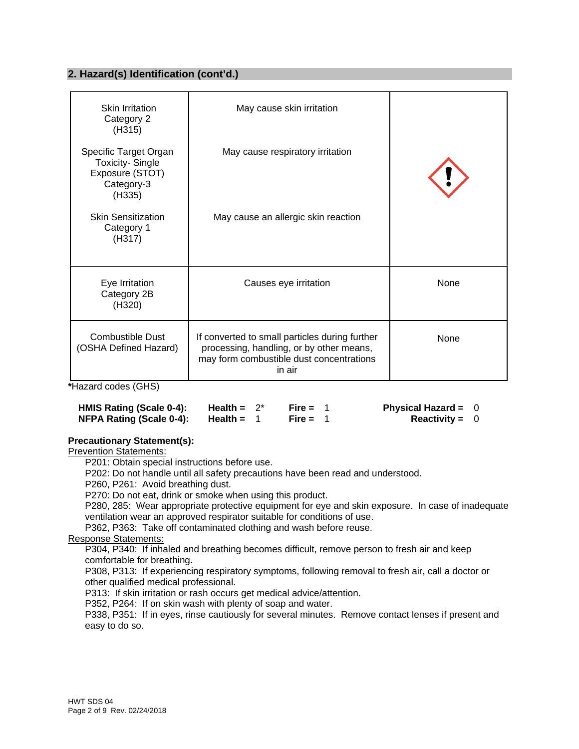## 2. Hazard(s) Identification (cont'd.)

| | | |
|---|---|---|
| Skin Irritation Category 2 (H315)<br><br>Specific Target Organ Toxicity- Single Exposure (STOT) Category-3 (H335)<br><br>Skin Sensitization Category 1 (H317) | May cause skin irritation<br><br>May cause respiratory irritation<br><br>May cause an allergic skin reaction | |
| Eye Irritation Category 2B (H320) | Causes eye irritation | None |
| Combustible Dust (OSHA Defined Hazard) | If converted to small particles during further processing, handling, or by other means, may form combustible dust concentrations in air | None |

***Hazard codes (GHS)**

| | | | |
|---|---|---|---|
| **HMIS Rating (Scale 0-4):** | **Health =** 2* | **Fire =** 1 | **Physical Hazard =** 0 |
| **NFPA Rating (Scale 0-4):** | **Health =** 1 | **Fire =** 1 | **Reactivity =** 0 |

**Precautionary Statement(s):**

Prevention Statements:

P201: Obtain special instructions before use.
P202: Do not handle until all safety precautions have been read and understood.
P260, P261: Avoid breathing dust.
P270: Do not eat, drink or smoke when using this product.
P280, 285: Wear appropriate protective equipment for eye and skin exposure. In case of inadequate ventilation wear an approved respirator suitable for conditions of use.
P362, P363: Take off contaminated clothing and wash before reuse.

Response Statements:

P304, P340: If inhaled and breathing becomes difficult, remove person to fresh air and keep comfortable for breathing**.**
P308, P313: If experiencing respiratory symptoms, following removal to fresh air, call a doctor or other qualified medical professional.
P313: If skin irritation or rash occurs get medical advice/attention.
P352, P264: If on skin wash with plenty of soap and water.
P338, P351: If in eyes, rinse cautiously for several minutes. Remove contact lenses if present and easy to do so.

HWT SDS 04
Rev. 02/24/2018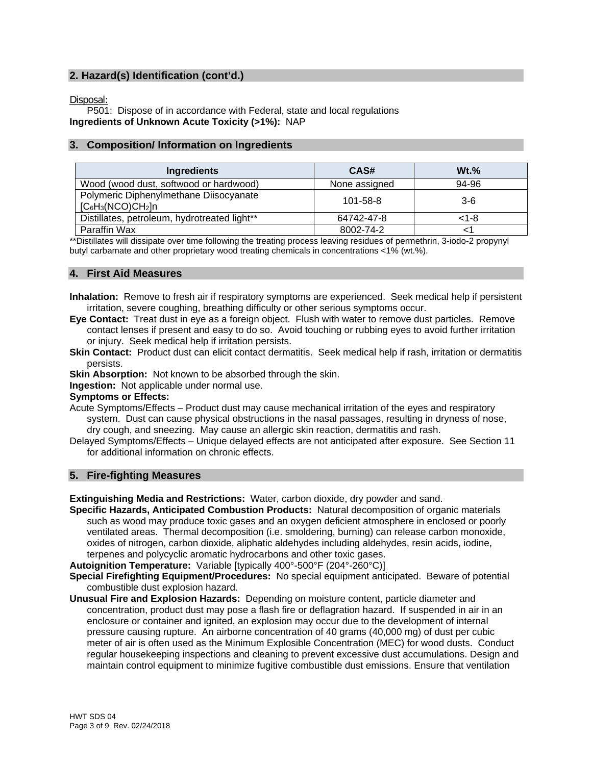## 2. Hazard(s) Identification (cont'd.)

Disposal:

P501: Dispose of in accordance with Federal, state and local regulations

**Ingredients of Unknown Acute Toxicity (>1%):** NAP

## 3. Composition/ Information on Ingredients

| Ingredients | CAS# | Wt.% |
|---|---|---|
| Wood (wood dust, softwood or hardwood) | None assigned | 94-96 |
| Polymeric Diphenylmethane Diisocyanate $[C_6H_3(NCO)CH_2]n$ | 101-58-8 | 3-6 |
| Distillates, petroleum, hydrotreated light** | 64742-47-8 | <1-8 |
| Paraffin Wax | 8002-74-2 | <1 |

**Distillates will dissipate over time following the treating process leaving residues of permethrin, 3-iodo-2 propynyl butyl carbamate and other proprietary wood treating chemicals in concentrations <1% (wt.%).

## 4. First Aid Measures

**Inhalation:** Remove to fresh air if respiratory symptoms are experienced. Seek medical help if persistent irritation, severe coughing, breathing difficulty or other serious symptoms occur.

**Eye Contact:** Treat dust in eye as a foreign object. Flush with water to remove dust particles. Remove contact lenses if present and easy to do so. Avoid touching or rubbing eyes to avoid further irritation or injury. Seek medical help if irritation persists.

**Skin Contact:** Product dust can elicit contact dermatitis. Seek medical help if rash, irritation or dermatitis persists.

**Skin Absorption:** Not known to be absorbed through the skin.

**Ingestion:** Not applicable under normal use.

**Symptoms or Effects:**

Acute Symptoms/Effects – Product dust may cause mechanical irritation of the eyes and respiratory system. Dust can cause physical obstructions in the nasal passages, resulting in dryness of nose, dry cough, and sneezing. May cause an allergic skin reaction, dermatitis and rash.

Delayed Symptoms/Effects – Unique delayed effects are not anticipated after exposure. See Section 11 for additional information on chronic effects.

## 5. Fire-fighting Measures

**Extinguishing Media and Restrictions:** Water, carbon dioxide, dry powder and sand.

**Specific Hazards, Anticipated Combustion Products:** Natural decomposition of organic materials such as wood may produce toxic gases and an oxygen deficient atmosphere in enclosed or poorly ventilated areas. Thermal decomposition (i.e. smoldering, burning) can release carbon monoxide, oxides of nitrogen, carbon dioxide, aliphatic aldehydes including aldehydes, resin acids, iodine, terpenes and polycyclic aromatic hydrocarbons and other toxic gases.

**Autoignition Temperature:** Variable [typically 400°-500°F (204°-260°C)]

**Special Firefighting Equipment/Procedures:** No special equipment anticipated. Beware of potential combustible dust explosion hazard.

**Unusual Fire and Explosion Hazards:** Depending on moisture content, particle diameter and concentration, product dust may pose a flash fire or deflagration hazard. If suspended in air in an enclosure or container and ignited, an explosion may occur due to the development of internal pressure causing rupture. An airborne concentration of 40 grams (40,000 mg) of dust per cubic meter of air is often used as the Minimum Explosible Concentration (MEC) for wood dusts. Conduct regular housekeeping inspections and cleaning to prevent excessive dust accumulations. Design and maintain control equipment to minimize fugitive combustible dust emissions. Ensure that ventilation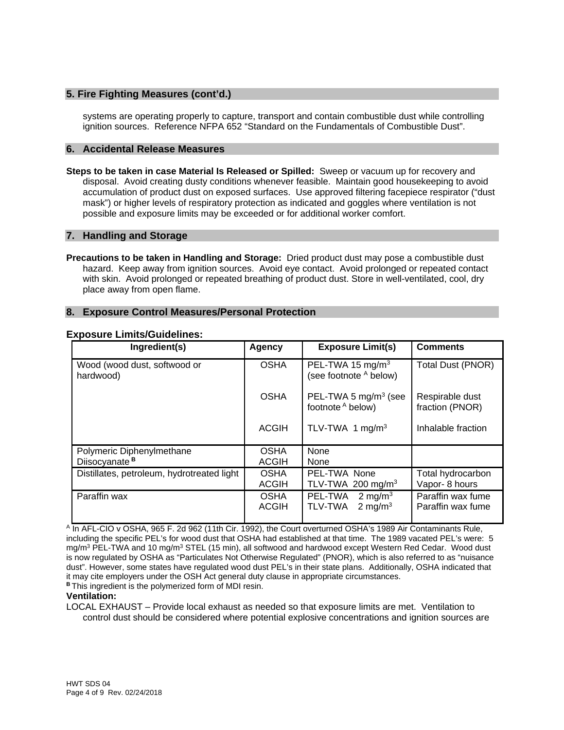## 5. Fire Fighting Measures (cont'd.)

systems are operating properly to capture, transport and contain combustible dust while controlling ignition sources. Reference NFPA 652 "Standard on the Fundamentals of Combustible Dust".

## 6. Accidental Release Measures

**Steps to be taken in case Material Is Released or Spilled:** Sweep or vacuum up for recovery and disposal. Avoid creating dusty conditions whenever feasible. Maintain good housekeeping to avoid accumulation of product dust on exposed surfaces. Use approved filtering facepiece respirator ("dust mask") or higher levels of respiratory protection as indicated and goggles where ventilation is not possible and exposure limits may be exceeded or for additional worker comfort.

## 7. Handling and Storage

**Precautions to be taken in Handling and Storage:** Dried product dust may pose a combustible dust hazard. Keep away from ignition sources. Avoid eye contact. Avoid prolonged or repeated contact with skin. Avoid prolonged or repeated breathing of product dust. Store in well-ventilated, cool, dry place away from open flame.

## 8. Exposure Control Measures/Personal Protection

### Exposure Limits/Guidelines:

| Ingredient(s) | Agency | Exposure Limit(s) | Comments |
|---|---|---|---|
| Wood (wood dust, softwood or hardwood) | OSHA | PEL-TWA 15 mg/m$^3$ (see footnote [A] below) | Total Dust (PNOR) |
| | OSHA | PEL-TWA 5 mg/m$^3$ (see footnote [A] below) | Respirable dust fraction (PNOR) |
| | ACGIH | TLV-TWA 1 mg/m$^3$ | Inhalable fraction |
| Polymeric Diphenylmethane Diisocyanate [B] | OSHA<br>ACGIH | None<br>None | |
| Distillates, petroleum, hydrotreated light | OSHA<br>ACGIH | PEL-TWA None<br>TLV-TWA 200 mg/m$^3$ | Total hydrocarbon Vapor- 8 hours |
| Paraffin wax | OSHA<br>ACGIH | PEL-TWA 2 mg/m$^3$<br>TLV-TWA 2 mg/m$^3$ | Paraffin wax fume<br>Paraffin wax fume |

[A] In AFL-CIO v OSHA, 965 F. 2d 962 (11th Cir. 1992), the Court overturned OSHA's 1989 Air Contaminants Rule, including the specific PEL's for wood dust that OSHA had established at that time. The 1989 vacated PEL's were: 5 mg/m$^3$ PEL-TWA and 10 mg/m$^3$ STEL (15 min), all softwood and hardwood except Western Red Cedar. Wood dust is now regulated by OSHA as "Particulates Not Otherwise Regulated" (PNOR), which is also referred to as "nuisance dust". However, some states have regulated wood dust PEL's in their state plans. Additionally, OSHA indicated that it may cite employers under the OSH Act general duty clause in appropriate circumstances.

[B] This ingredient is the polymerized form of MDI resin.

**Ventilation:**

LOCAL EXHAUST – Provide local exhaust as needed so that exposure limits are met. Ventilation to control dust should be considered where potential explosive concentrations and ignition sources are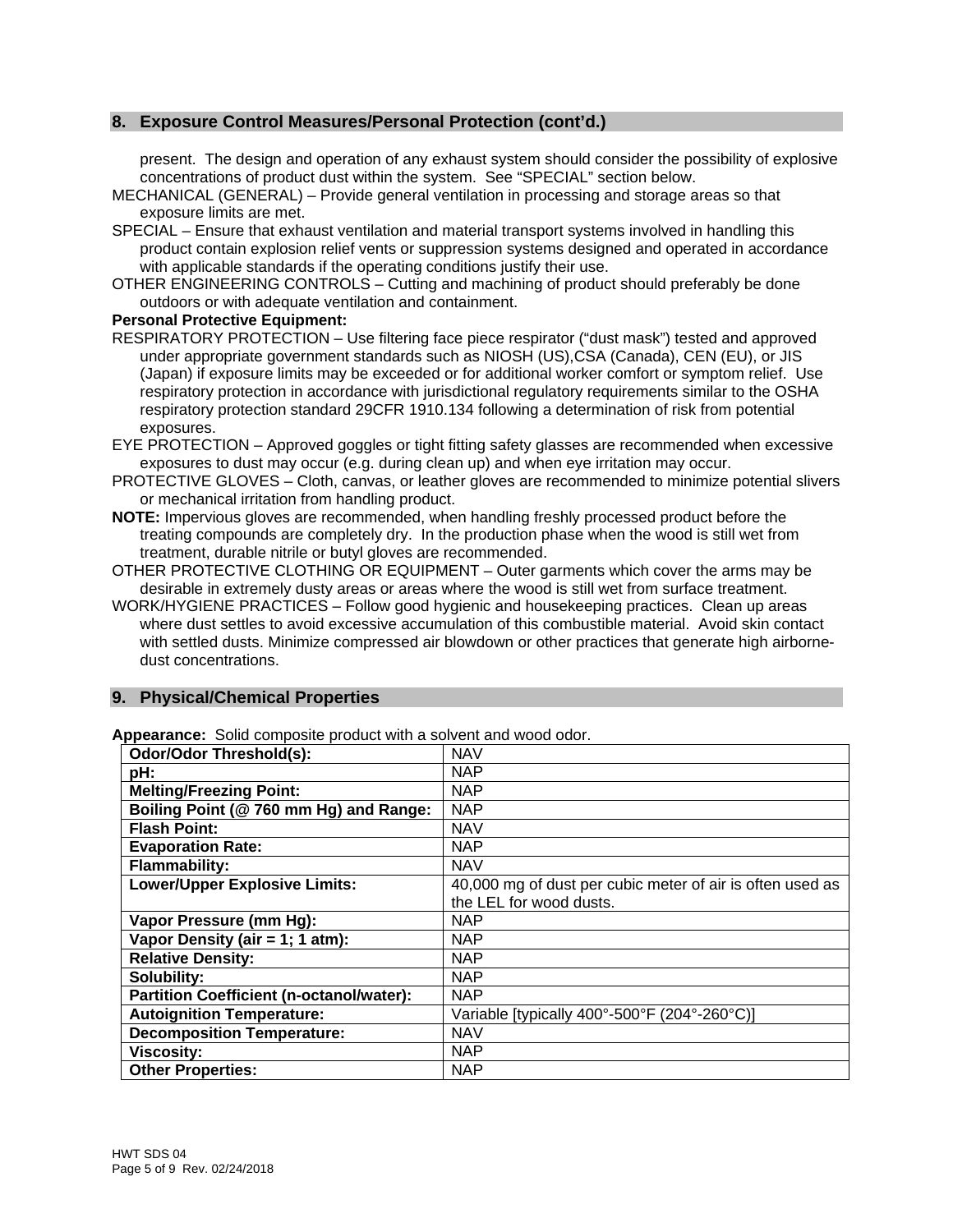## 8. Exposure Control Measures/Personal Protection (cont'd.)

present. The design and operation of any exhaust system should consider the possibility of explosive concentrations of product dust within the system. See "SPECIAL" section below.

MECHANICAL (GENERAL) – Provide general ventilation in processing and storage areas so that exposure limits are met.

SPECIAL – Ensure that exhaust ventilation and material transport systems involved in handling this product contain explosion relief vents or suppression systems designed and operated in accordance with applicable standards if the operating conditions justify their use.

OTHER ENGINEERING CONTROLS – Cutting and machining of product should preferably be done outdoors or with adequate ventilation and containment.

**Personal Protective Equipment:**

RESPIRATORY PROTECTION – Use filtering face piece respirator ("dust mask") tested and approved under appropriate government standards such as NIOSH (US),CSA (Canada), CEN (EU), or JIS (Japan) if exposure limits may be exceeded or for additional worker comfort or symptom relief. Use respiratory protection in accordance with jurisdictional regulatory requirements similar to the OSHA respiratory protection standard 29CFR 1910.134 following a determination of risk from potential exposures.

EYE PROTECTION – Approved goggles or tight fitting safety glasses are recommended when excessive exposures to dust may occur (e.g. during clean up) and when eye irritation may occur.

PROTECTIVE GLOVES – Cloth, canvas, or leather gloves are recommended to minimize potential slivers or mechanical irritation from handling product.

**NOTE:** Impervious gloves are recommended, when handling freshly processed product before the treating compounds are completely dry. In the production phase when the wood is still wet from treatment, durable nitrile or butyl gloves are recommended.

OTHER PROTECTIVE CLOTHING OR EQUIPMENT – Outer garments which cover the arms may be desirable in extremely dusty areas or areas where the wood is still wet from surface treatment.

WORK/HYGIENE PRACTICES – Follow good hygienic and housekeeping practices. Clean up areas where dust settles to avoid excessive accumulation of this combustible material. Avoid skin contact with settled dusts. Minimize compressed air blowdown or other practices that generate high airborne-dust concentrations.

## 9. Physical/Chemical Properties

**Appearance:** Solid composite product with a solvent and wood odor.

| **Odor/Odor Threshold(s):** | NAV |
|---|---|
| **pH:** | NAP |
| **Melting/Freezing Point:** | NAP |
| **Boiling Point (@ 760 mm Hg) and Range:** | NAP |
| **Flash Point:** | NAV |
| **Evaporation Rate:** | NAP |
| **Flammability:** | NAV |
| **Lower/Upper Explosive Limits:** | 40,000 mg of dust per cubic meter of air is often used as the LEL for wood dusts. |
| **Vapor Pressure (mm Hg):** | NAP |
| **Vapor Density (air = 1; 1 atm):** | NAP |
| **Relative Density:** | NAP |
| **Solubility:** | NAP |
| **Partition Coefficient (n-octanol/water):** | NAP |
| **Autoignition Temperature:** | Variable [typically 400°-500°F (204°-260°C)] |
| **Decomposition Temperature:** | NAV |
| **Viscosity:** | NAP |
| **Other Properties:** | NAP |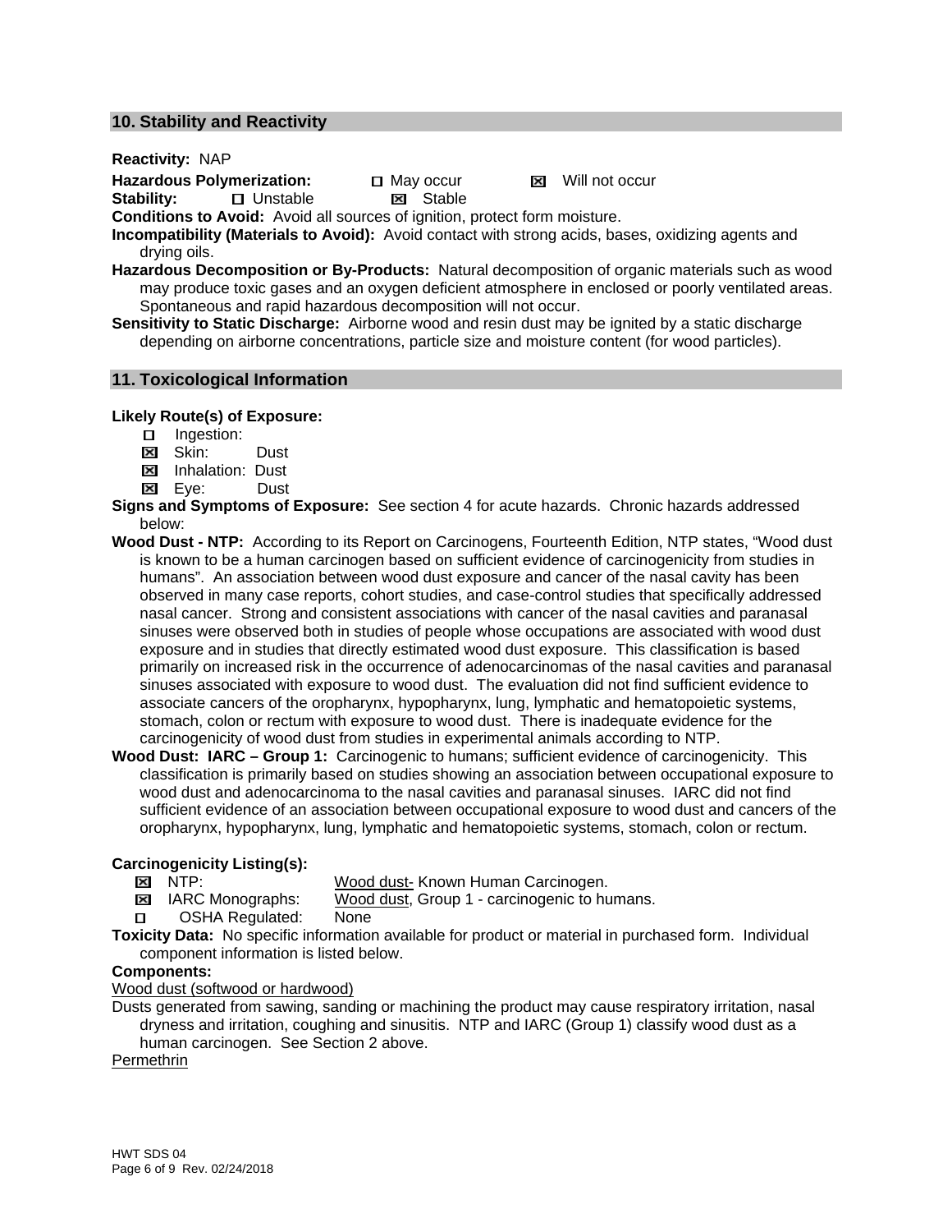## 10. Stability and Reactivity

**Reactivity:** NAP

**Hazardous Polymerization:** ☐ May occur ☒ Will not occur

**Stability:** ☐ Unstable ☒ Stable

**Conditions to Avoid:** Avoid all sources of ignition, protect form moisture.

**Incompatibility (Materials to Avoid):** Avoid contact with strong acids, bases, oxidizing agents and drying oils.

**Hazardous Decomposition or By-Products:** Natural decomposition of organic materials such as wood may produce toxic gases and an oxygen deficient atmosphere in enclosed or poorly ventilated areas. Spontaneous and rapid hazardous decomposition will not occur.

**Sensitivity to Static Discharge:** Airborne wood and resin dust may be ignited by a static discharge depending on airborne concentrations, particle size and moisture content (for wood particles).

## 11. Toxicological Information

**Likely Route(s) of Exposure:**

- ☐ Ingestion:
- ☒ Skin: Dust
- ☒ Inhalation: Dust
- ☒ Eye: Dust

**Signs and Symptoms of Exposure:** See section 4 for acute hazards. Chronic hazards addressed below:

**Wood Dust - NTP:** According to its Report on Carcinogens, Fourteenth Edition, NTP states, "Wood dust is known to be a human carcinogen based on sufficient evidence of carcinogenicity from studies in humans". An association between wood dust exposure and cancer of the nasal cavity has been observed in many case reports, cohort studies, and case-control studies that specifically addressed nasal cancer. Strong and consistent associations with cancer of the nasal cavities and paranasal sinuses were observed both in studies of people whose occupations are associated with wood dust exposure and in studies that directly estimated wood dust exposure. This classification is based primarily on increased risk in the occurrence of adenocarcinomas of the nasal cavities and paranasal sinuses associated with exposure to wood dust. The evaluation did not find sufficient evidence to associate cancers of the oropharynx, hypopharynx, lung, lymphatic and hematopoietic systems, stomach, colon or rectum with exposure to wood dust. There is inadequate evidence for the carcinogenicity of wood dust from studies in experimental animals according to NTP.

**Wood Dust: IARC – Group 1:** Carcinogenic to humans; sufficient evidence of carcinogenicity. This classification is primarily based on studies showing an association between occupational exposure to wood dust and adenocarcinoma to the nasal cavities and paranasal sinuses. IARC did not find sufficient evidence of an association between occupational exposure to wood dust and cancers of the oropharynx, hypopharynx, lung, lymphatic and hematopoietic systems, stomach, colon or rectum.

**Carcinogenicity Listing(s):**

- ☒ NTP: Wood dust- Known Human Carcinogen.
- ☒ IARC Monographs: Wood dust, Group 1 - carcinogenic to humans.
- ☐ OSHA Regulated: None

**Toxicity Data:** No specific information available for product or material in purchased form. Individual component information is listed below.

**Components:**

Wood dust (softwood or hardwood)

Dusts generated from sawing, sanding or machining the product may cause respiratory irritation, nasal dryness and irritation, coughing and sinusitis. NTP and IARC (Group 1) classify wood dust as a human carcinogen. See Section 2 above.

Permethrin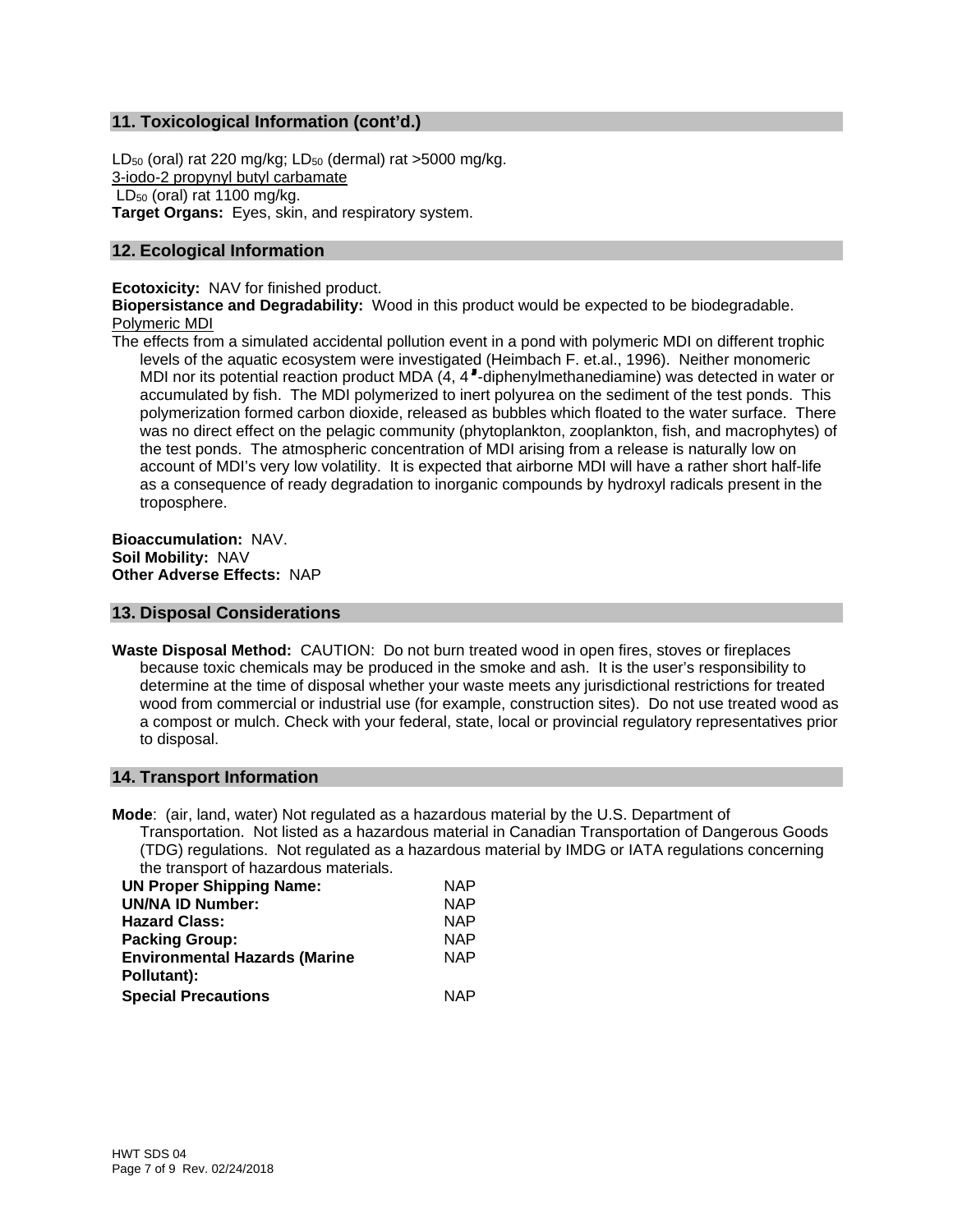## 11. Toxicological Information (cont'd.)

$LD_{50}$ (oral) rat 220 mg/kg; $LD_{50}$ (dermal) rat >5000 mg/kg.
3-iodo-2 propynyl butyl carbamate
$LD_{50}$ (oral) rat 1100 mg/kg.
**Target Organs:** Eyes, skin, and respiratory system.

## 12. Ecological Information

**Ecotoxicity:** NAV for finished product.
**Biopersistance and Degradability:** Wood in this product would be expected to be biodegradable.
Polymeric MDI
The effects from a simulated accidental pollution event in a pond with polymeric MDI on different trophic levels of the aquatic ecosystem were investigated (Heimbach F. et.al., 1996). Neither monomeric MDI nor its potential reaction product MDA (4, 4′-diphenylmethanediamine) was detected in water or accumulated by fish. The MDI polymerized to inert polyurea on the sediment of the test ponds. This polymerization formed carbon dioxide, released as bubbles which floated to the water surface. There was no direct effect on the pelagic community (phytoplankton, zooplankton, fish, and macrophytes) of the test ponds. The atmospheric concentration of MDI arising from a release is naturally low on account of MDI's very low volatility. It is expected that airborne MDI will have a rather short half-life as a consequence of ready degradation to inorganic compounds by hydroxyl radicals present in the troposphere.

**Bioaccumulation:** NAV.
**Soil Mobility:** NAV
**Other Adverse Effects:** NAP

## 13. Disposal Considerations

**Waste Disposal Method:** CAUTION: Do not burn treated wood in open fires, stoves or fireplaces because toxic chemicals may be produced in the smoke and ash. It is the user's responsibility to determine at the time of disposal whether your waste meets any jurisdictional restrictions for treated wood from commercial or industrial use (for example, construction sites). Do not use treated wood as a compost or mulch. Check with your federal, state, local or provincial regulatory representatives prior to disposal.

## 14. Transport Information

**Mode**: (air, land, water) Not regulated as a hazardous material by the U.S. Department of Transportation. Not listed as a hazardous material in Canadian Transportation of Dangerous Goods (TDG) regulations. Not regulated as a hazardous material by IMDG or IATA regulations concerning the transport of hazardous materials.

| | |
|---|---|
| **UN Proper Shipping Name:** | NAP |
| **UN/NA ID Number:** | NAP |
| **Hazard Class:** | NAP |
| **Packing Group:** | NAP |
| **Environmental Hazards (Marine Pollutant):** | NAP |
| **Special Precautions** | NAP |

HWT SDS 04
Rev. 02/24/2018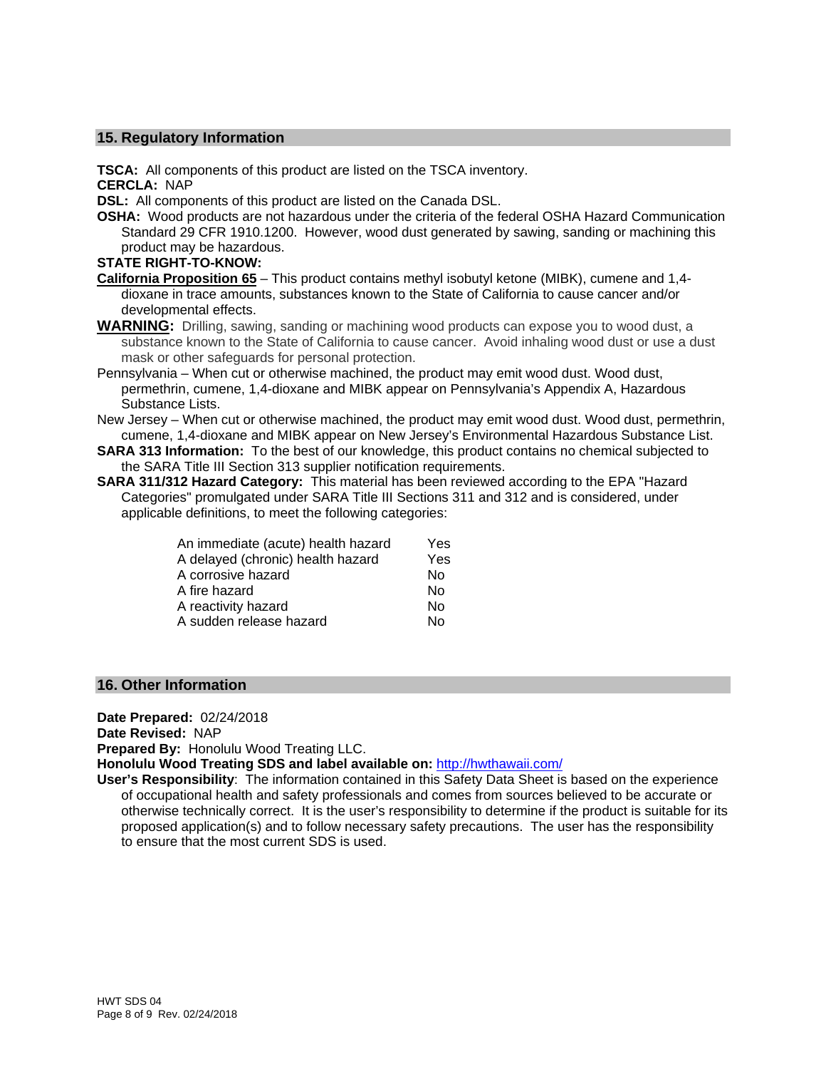## 15. Regulatory Information

**TSCA:** All components of this product are listed on the TSCA inventory.

**CERCLA:** NAP

**DSL:** All components of this product are listed on the Canada DSL.

**OSHA:** Wood products are not hazardous under the criteria of the federal OSHA Hazard Communication Standard 29 CFR 1910.1200. However, wood dust generated by sawing, sanding or machining this product may be hazardous.

**STATE RIGHT-TO-KNOW:**

**California Proposition 65** – This product contains methyl isobutyl ketone (MIBK), cumene and 1,4-dioxane in trace amounts, substances known to the State of California to cause cancer and/or developmental effects.

**WARNING:** Drilling, sawing, sanding or machining wood products can expose you to wood dust, a substance known to the State of California to cause cancer. Avoid inhaling wood dust or use a dust mask or other safeguards for personal protection.

Pennsylvania – When cut or otherwise machined, the product may emit wood dust. Wood dust, permethrin, cumene, 1,4-dioxane and MIBK appear on Pennsylvania's Appendix A, Hazardous Substance Lists.

New Jersey – When cut or otherwise machined, the product may emit wood dust. Wood dust, permethrin, cumene, 1,4-dioxane and MIBK appear on New Jersey's Environmental Hazardous Substance List.

**SARA 313 Information:** To the best of our knowledge, this product contains no chemical subjected to the SARA Title III Section 313 supplier notification requirements.

**SARA 311/312 Hazard Category:** This material has been reviewed according to the EPA "Hazard Categories" promulgated under SARA Title III Sections 311 and 312 and is considered, under applicable definitions, to meet the following categories:

| | |
|---|---|
| An immediate (acute) health hazard | Yes |
| A delayed (chronic) health hazard | Yes |
| A corrosive hazard | No |
| A fire hazard | No |
| A reactivity hazard | No |
| A sudden release hazard | No |

## 16. Other Information

**Date Prepared:** 02/24/2018

**Date Revised:** NAP

**Prepared By:** Honolulu Wood Treating LLC.

**Honolulu Wood Treating SDS and label available on:** http://hwthawaii.com/

**User's Responsibility**: The information contained in this Safety Data Sheet is based on the experience of occupational health and safety professionals and comes from sources believed to be accurate or otherwise technically correct. It is the user's responsibility to determine if the product is suitable for its proposed application(s) and to follow necessary safety precautions. The user has the responsibility to ensure that the most current SDS is used.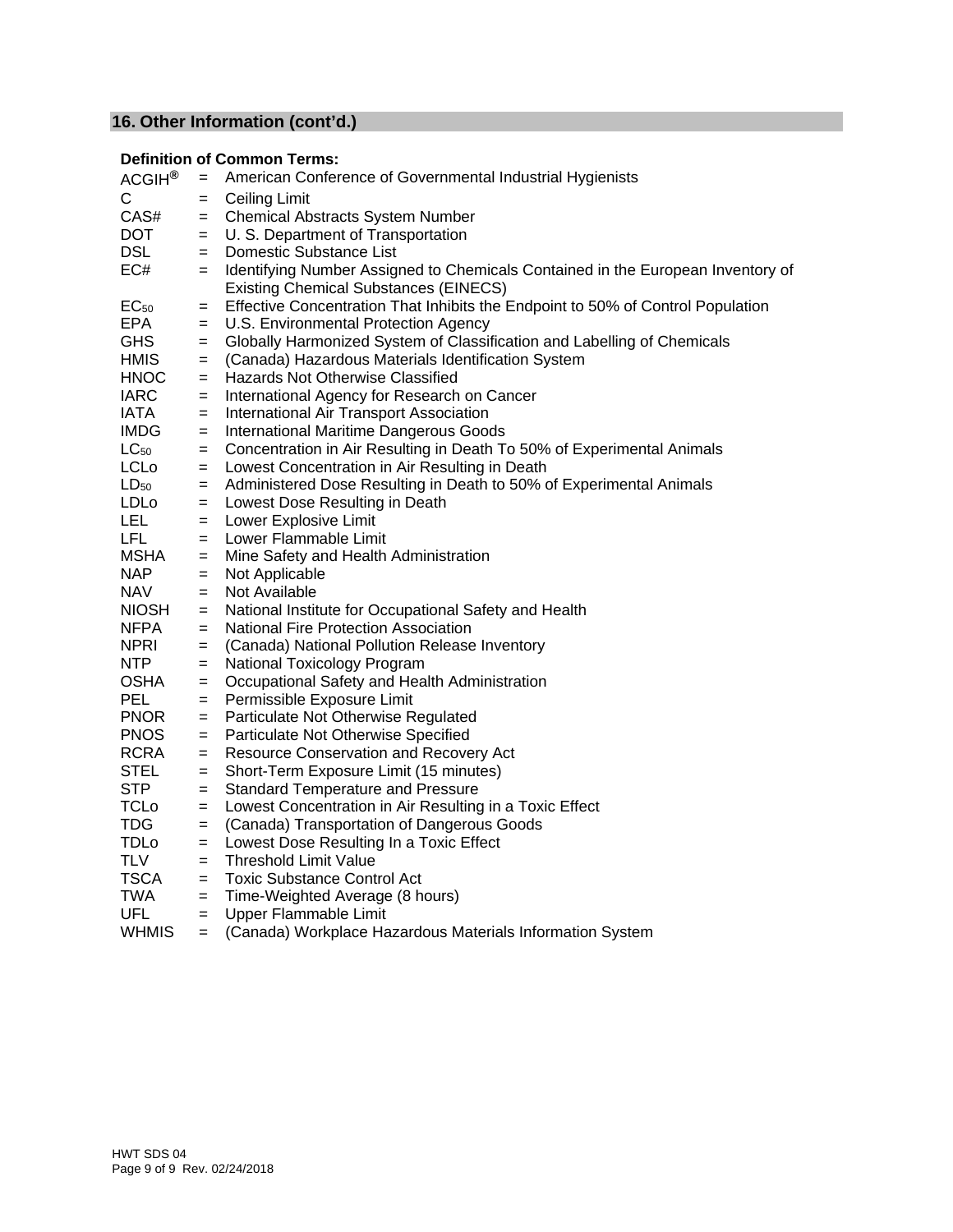## 16. Other Information (cont'd.)

**Definition of Common Terms:**

| | | |
|---|---|---|
| ACGIH® | = | American Conference of Governmental Industrial Hygienists |
| C | = | Ceiling Limit |
| CAS# | = | Chemical Abstracts System Number |
| DOT | = | U. S. Department of Transportation |
| DSL | = | Domestic Substance List |
| EC# | = | Identifying Number Assigned to Chemicals Contained in the European Inventory of Existing Chemical Substances (EINECS) |
| $EC_{50}$ | = | Effective Concentration That Inhibits the Endpoint to 50% of Control Population |
| EPA | = | U.S. Environmental Protection Agency |
| GHS | = | Globally Harmonized System of Classification and Labelling of Chemicals |
| HMIS | = | (Canada) Hazardous Materials Identification System |
| HNOC | = | Hazards Not Otherwise Classified |
| IARC | = | International Agency for Research on Cancer |
| IATA | = | International Air Transport Association |
| IMDG | = | International Maritime Dangerous Goods |
| $LC_{50}$ | = | Concentration in Air Resulting in Death To 50% of Experimental Animals |
| LCLo | = | Lowest Concentration in Air Resulting in Death |
| $LD_{50}$ | = | Administered Dose Resulting in Death to 50% of Experimental Animals |
| LDLo | = | Lowest Dose Resulting in Death |
| LEL | = | Lower Explosive Limit |
| LFL | = | Lower Flammable Limit |
| MSHA | = | Mine Safety and Health Administration |
| NAP | = | Not Applicable |
| NAV | = | Not Available |
| NIOSH | = | National Institute for Occupational Safety and Health |
| NFPA | = | National Fire Protection Association |
| NPRI | = | (Canada) National Pollution Release Inventory |
| NTP | = | National Toxicology Program |
| OSHA | = | Occupational Safety and Health Administration |
| PEL | = | Permissible Exposure Limit |
| PNOR | = | Particulate Not Otherwise Regulated |
| PNOS | = | Particulate Not Otherwise Specified |
| RCRA | = | Resource Conservation and Recovery Act |
| STEL | = | Short-Term Exposure Limit (15 minutes) |
| STP | = | Standard Temperature and Pressure |
| TCLo | = | Lowest Concentration in Air Resulting in a Toxic Effect |
| TDG | = | (Canada) Transportation of Dangerous Goods |
| TDLo | = | Lowest Dose Resulting In a Toxic Effect |
| TLV | = | Threshold Limit Value |
| TSCA | = | Toxic Substance Control Act |
| TWA | = | Time-Weighted Average (8 hours) |
| UFL | = | Upper Flammable Limit |
| WHMIS | = | (Canada) Workplace Hazardous Materials Information System |

HWT SDS 04
Rev. 02/24/2018